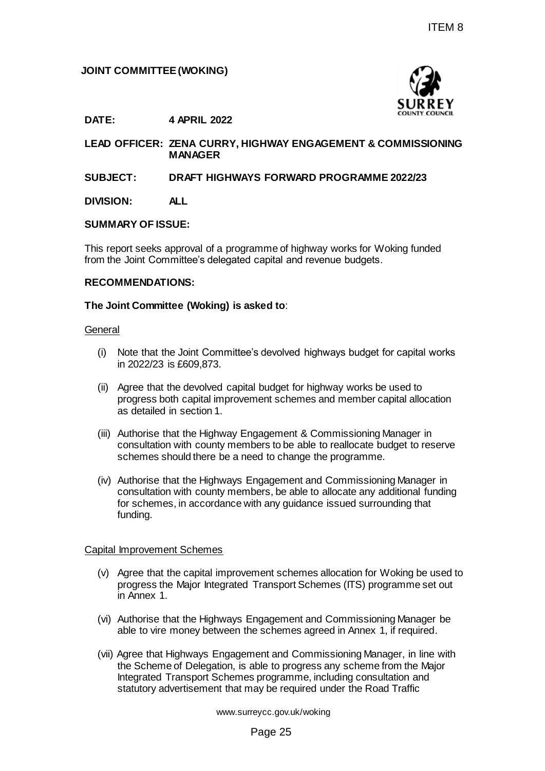ITEM 8

**JOINT COMMITTEE (WOKING)**

**DATE:** **4 APRIL 2022**

**LEAD OFFICER:** **ZENA CURRY, HIGHWAY ENGAGEMENT & COMMISSIONING MANAGER**

**SUBJECT:** **DRAFT HIGHWAYS FORWARD PROGRAMME 2022/23**

**DIVISION:** **ALL**

**SUMMARY OF ISSUE:**

This report seeks approval of a programme of highway works for Woking funded from the Joint Committee's delegated capital and revenue budgets.

**RECOMMENDATIONS:**

**The Joint Committee (Woking) is asked to**:

General

(i) Note that the Joint Committee's devolved highways budget for capital works in 2022/23 is £609,873.

(ii) Agree that the devolved capital budget for highway works be used to progress both capital improvement schemes and member capital allocation as detailed in section 1.

(iii) Authorise that the Highway Engagement & Commissioning Manager in consultation with county members to be able to reallocate budget to reserve schemes should there be a need to change the programme.

(iv) Authorise that the Highways Engagement and Commissioning Manager in consultation with county members, be able to allocate any additional funding for schemes, in accordance with any guidance issued surrounding that funding.

Capital Improvement Schemes

(v) Agree that the capital improvement schemes allocation for Woking be used to progress the Major Integrated Transport Schemes (ITS) programme set out in Annex 1.

(vi) Authorise that the Highways Engagement and Commissioning Manager be able to vire money between the schemes agreed in Annex 1, if required.

(vii) Agree that Highways Engagement and Commissioning Manager, in line with the Scheme of Delegation, is able to progress any scheme from the Major Integrated Transport Schemes programme, including consultation and statutory advertisement that may be required under the Road Traffic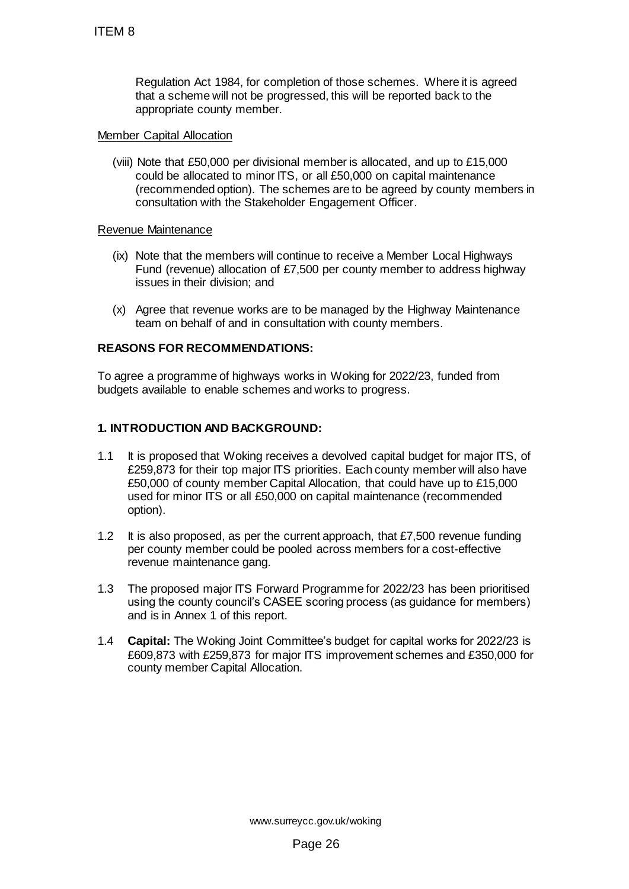Regulation Act 1984, for completion of those schemes. Where it is agreed that a scheme will not be progressed, this will be reported back to the appropriate county member.

Member Capital Allocation

(viii) Note that £50,000 per divisional member is allocated, and up to £15,000 could be allocated to minor ITS, or all £50,000 on capital maintenance (recommended option). The schemes are to be agreed by county members in consultation with the Stakeholder Engagement Officer.

Revenue Maintenance

(ix) Note that the members will continue to receive a Member Local Highways Fund (revenue) allocation of £7,500 per county member to address highway issues in their division; and

(x) Agree that revenue works are to be managed by the Highway Maintenance team on behalf of and in consultation with county members.

**REASONS FOR RECOMMENDATIONS:**

To agree a programme of highways works in Woking for 2022/23, funded from budgets available to enable schemes and works to progress.

**1. INTRODUCTION AND BACKGROUND:**

1.1 It is proposed that Woking receives a devolved capital budget for major ITS, of £259,873 for their top major ITS priorities. Each county member will also have £50,000 of county member Capital Allocation, that could have up to £15,000 used for minor ITS or all £50,000 on capital maintenance (recommended option).

1.2 It is also proposed, as per the current approach, that £7,500 revenue funding per county member could be pooled across members for a cost-effective revenue maintenance gang.

1.3 The proposed major ITS Forward Programme for 2022/23 has been prioritised using the county council's CASEE scoring process (as guidance for members) and is in Annex 1 of this report.

1.4 **Capital:** The Woking Joint Committee's budget for capital works for 2022/23 is £609,873 with £259,873 for major ITS improvement schemes and £350,000 for county member Capital Allocation.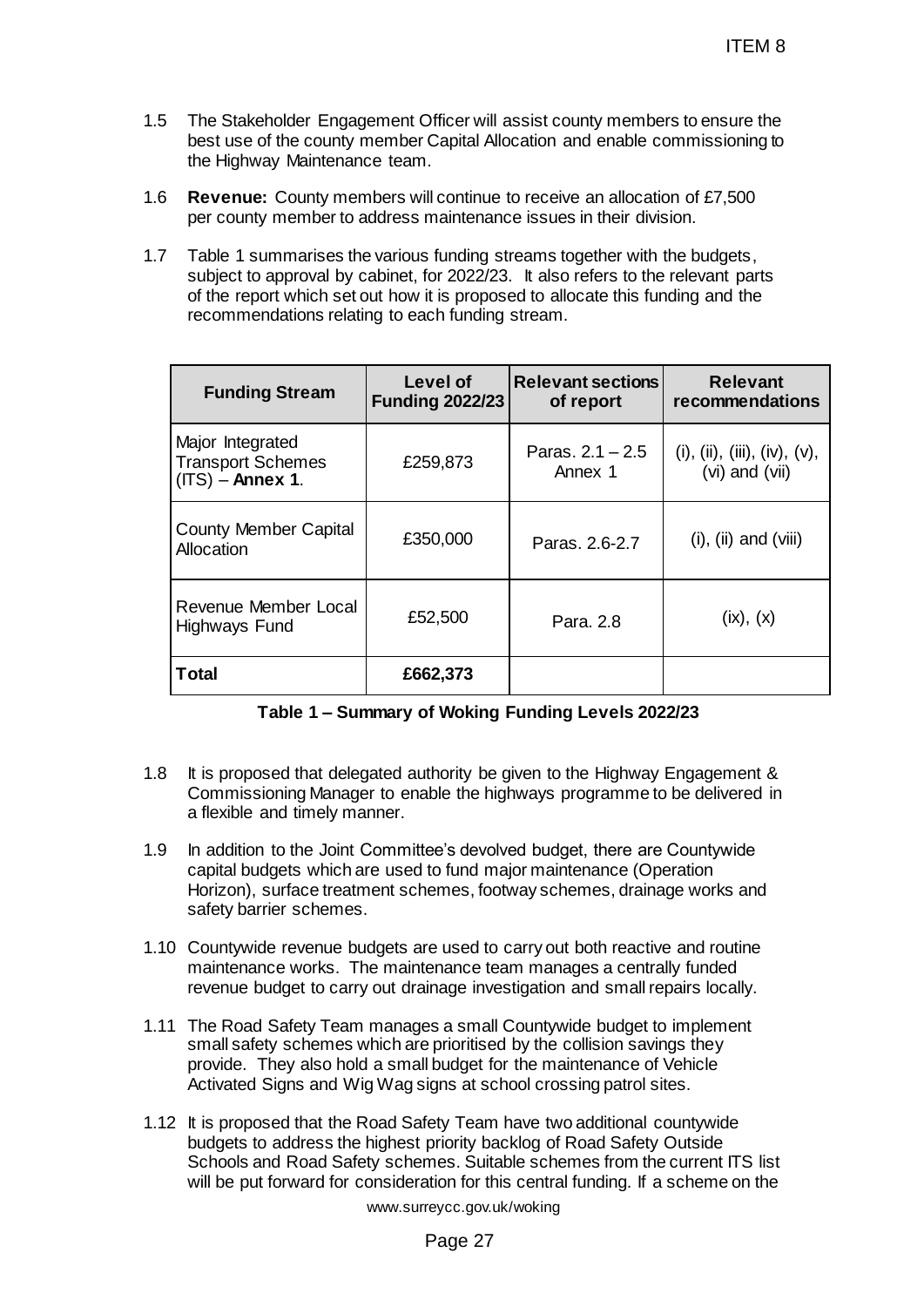1.5 The Stakeholder Engagement Officer will assist county members to ensure the best use of the county member Capital Allocation and enable commissioning to the Highway Maintenance team.

1.6 **Revenue:** County members will continue to receive an allocation of £7,500 per county member to address maintenance issues in their division.

1.7 Table 1 summarises the various funding streams together with the budgets, subject to approval by cabinet, for 2022/23. It also refers to the relevant parts of the report which set out how it is proposed to allocate this funding and the recommendations relating to each funding stream.

| Funding Stream | Level of Funding 2022/23 | Relevant sections of report | Relevant recommendations |
|---|---|---|---|
| Major Integrated Transport Schemes (ITS) – **Annex 1**. | £259,873 | Paras. 2.1 – 2.5 Annex 1 | (i), (ii), (iii), (iv), (v), (vi) and (vii) |
| County Member Capital Allocation | £350,000 | Paras. 2.6-2.7 | (i), (ii) and (viii) |
| Revenue Member Local Highways Fund | £52,500 | Para. 2.8 | (ix), (x) |
| **Total** | **£662,373** | | |

**Table 1 – Summary of Woking Funding Levels 2022/23**

1.8 It is proposed that delegated authority be given to the Highway Engagement & Commissioning Manager to enable the highways programme to be delivered in a flexible and timely manner.

1.9 In addition to the Joint Committee's devolved budget, there are Countywide capital budgets which are used to fund major maintenance (Operation Horizon), surface treatment schemes, footway schemes, drainage works and safety barrier schemes.

1.10 Countywide revenue budgets are used to carry out both reactive and routine maintenance works. The maintenance team manages a centrally funded revenue budget to carry out drainage investigation and small repairs locally.

1.11 The Road Safety Team manages a small Countywide budget to implement small safety schemes which are prioritised by the collision savings they provide. They also hold a small budget for the maintenance of Vehicle Activated Signs and Wig Wag signs at school crossing patrol sites.

1.12 It is proposed that the Road Safety Team have two additional countywide budgets to address the highest priority backlog of Road Safety Outside Schools and Road Safety schemes. Suitable schemes from the current ITS list will be put forward for consideration for this central funding. If a scheme on the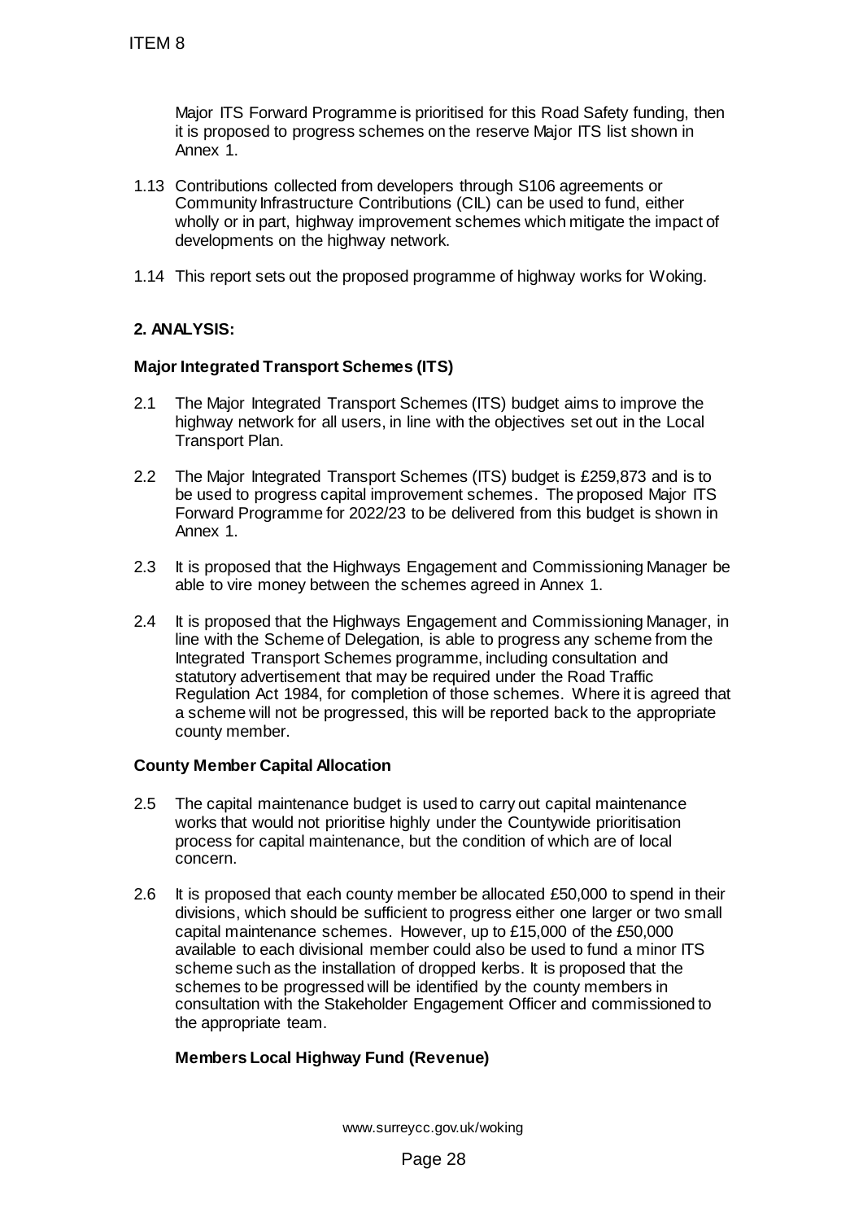Major ITS Forward Programme is prioritised for this Road Safety funding, then it is proposed to progress schemes on the reserve Major ITS list shown in Annex 1.

1.13 Contributions collected from developers through S106 agreements or Community Infrastructure Contributions (CIL) can be used to fund, either wholly or in part, highway improvement schemes which mitigate the impact of developments on the highway network.

1.14 This report sets out the proposed programme of highway works for Woking.

## 2. ANALYSIS:

### Major Integrated Transport Schemes (ITS)

2.1 The Major Integrated Transport Schemes (ITS) budget aims to improve the highway network for all users, in line with the objectives set out in the Local Transport Plan.

2.2 The Major Integrated Transport Schemes (ITS) budget is £259,873 and is to be used to progress capital improvement schemes. The proposed Major ITS Forward Programme for 2022/23 to be delivered from this budget is shown in Annex 1.

2.3 It is proposed that the Highways Engagement and Commissioning Manager be able to vire money between the schemes agreed in Annex 1.

2.4 It is proposed that the Highways Engagement and Commissioning Manager, in line with the Scheme of Delegation, is able to progress any scheme from the Integrated Transport Schemes programme, including consultation and statutory advertisement that may be required under the Road Traffic Regulation Act 1984, for completion of those schemes. Where it is agreed that a scheme will not be progressed, this will be reported back to the appropriate county member.

### County Member Capital Allocation

2.5 The capital maintenance budget is used to carry out capital maintenance works that would not prioritise highly under the Countywide prioritisation process for capital maintenance, but the condition of which are of local concern.

2.6 It is proposed that each county member be allocated £50,000 to spend in their divisions, which should be sufficient to progress either one larger or two small capital maintenance schemes. However, up to £15,000 of the £50,000 available to each divisional member could also be used to fund a minor ITS scheme such as the installation of dropped kerbs. It is proposed that the schemes to be progressed will be identified by the county members in consultation with the Stakeholder Engagement Officer and commissioned to the appropriate team.

### Members Local Highway Fund (Revenue)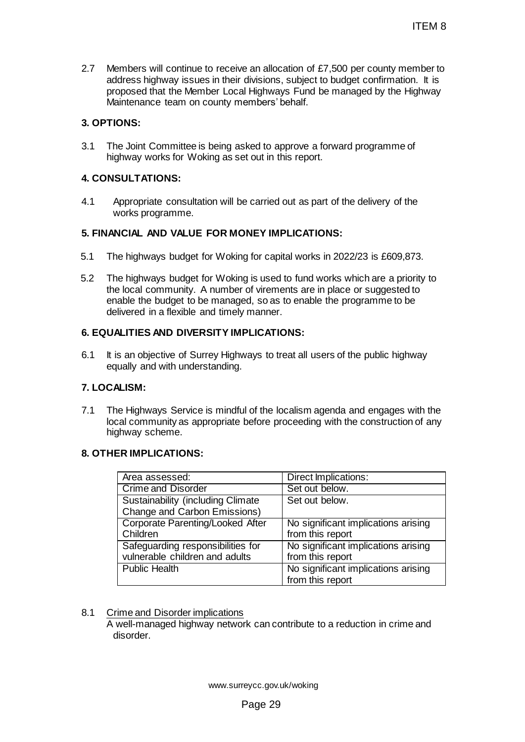2.7 Members will continue to receive an allocation of £7,500 per county member to address highway issues in their divisions, subject to budget confirmation. It is proposed that the Member Local Highways Fund be managed by the Highway Maintenance team on county members' behalf.

## 3. OPTIONS:

3.1 The Joint Committee is being asked to approve a forward programme of highway works for Woking as set out in this report.

## 4. CONSULTATIONS:

4.1 Appropriate consultation will be carried out as part of the delivery of the works programme.

## 5. FINANCIAL AND VALUE FOR MONEY IMPLICATIONS:

5.1 The highways budget for Woking for capital works in 2022/23 is £609,873.

5.2 The highways budget for Woking is used to fund works which are a priority to the local community. A number of virements are in place or suggested to enable the budget to be managed, so as to enable the programme to be delivered in a flexible and timely manner.

## 6. EQUALITIES AND DIVERSITY IMPLICATIONS:

6.1 It is an objective of Surrey Highways to treat all users of the public highway equally and with understanding.

## 7. LOCALISM:

7.1 The Highways Service is mindful of the localism agenda and engages with the local community as appropriate before proceeding with the construction of any highway scheme.

## 8. OTHER IMPLICATIONS:

| Area assessed: | Direct Implications: |
| --- | --- |
| Crime and Disorder | Set out below. |
| Sustainability (including Climate Change and Carbon Emissions) | Set out below. |
| Corporate Parenting/Looked After Children | No significant implications arising from this report |
| Safeguarding responsibilities for vulnerable children and adults | No significant implications arising from this report |
| Public Health | No significant implications arising from this report |

8.1 Crime and Disorder implications

A well-managed highway network can contribute to a reduction in crime and disorder.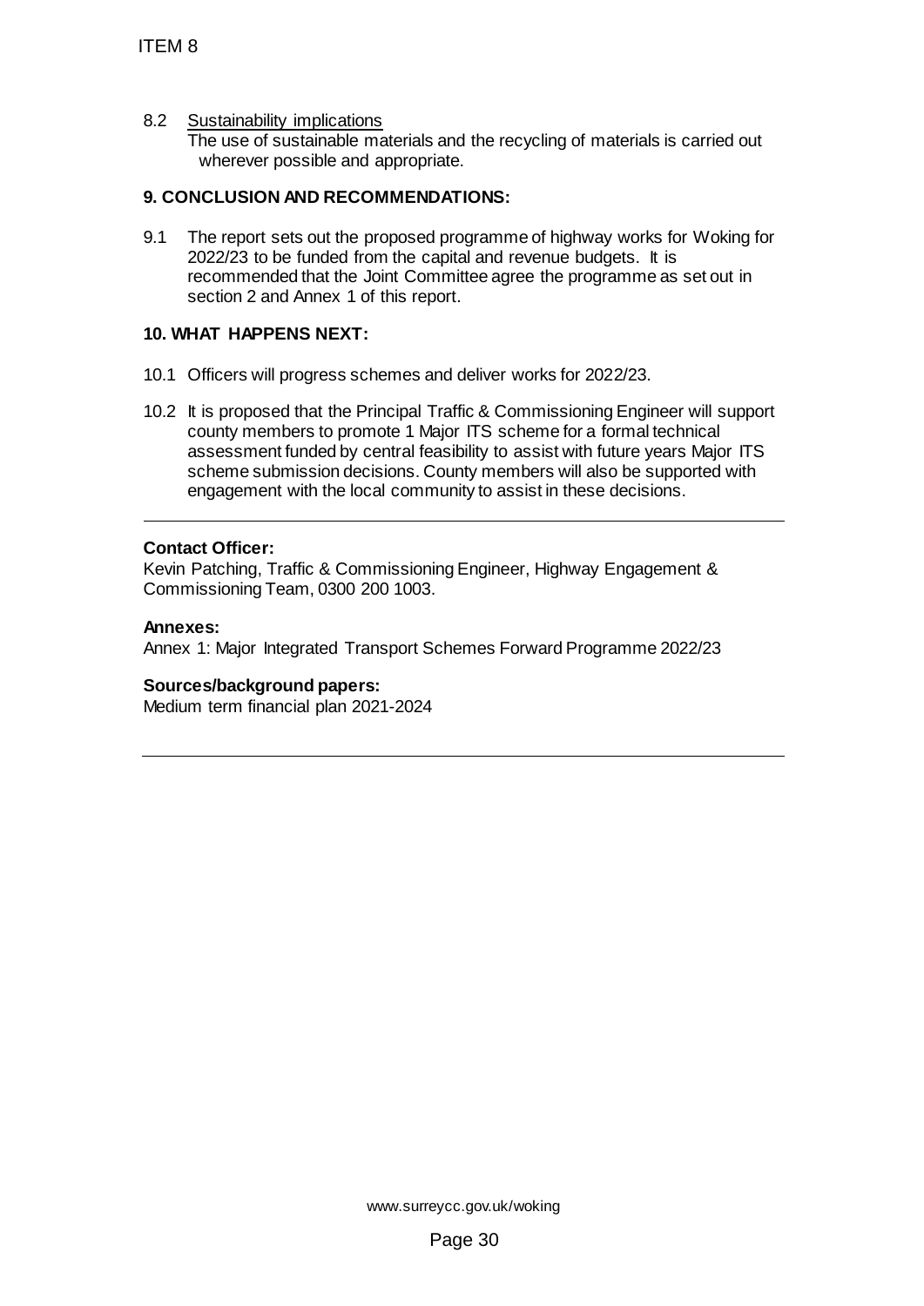8.2 Sustainability implications

The use of sustainable materials and the recycling of materials is carried out wherever possible and appropriate.

## 9. CONCLUSION AND RECOMMENDATIONS:

9.1 The report sets out the proposed programme of highway works for Woking for 2022/23 to be funded from the capital and revenue budgets. It is recommended that the Joint Committee agree the programme as set out in section 2 and Annex 1 of this report.

## 10. WHAT HAPPENS NEXT:

10.1 Officers will progress schemes and deliver works for 2022/23.

10.2 It is proposed that the Principal Traffic & Commissioning Engineer will support county members to promote 1 Major ITS scheme for a formal technical assessment funded by central feasibility to assist with future years Major ITS scheme submission decisions. County members will also be supported with engagement with the local community to assist in these decisions.

---

**Contact Officer:**

Kevin Patching, Traffic & Commissioning Engineer, Highway Engagement & Commissioning Team, 0300 200 1003.

**Annexes:**

Annex 1: Major Integrated Transport Schemes Forward Programme 2022/23

**Sources/background papers:**

Medium term financial plan 2021-2024

---